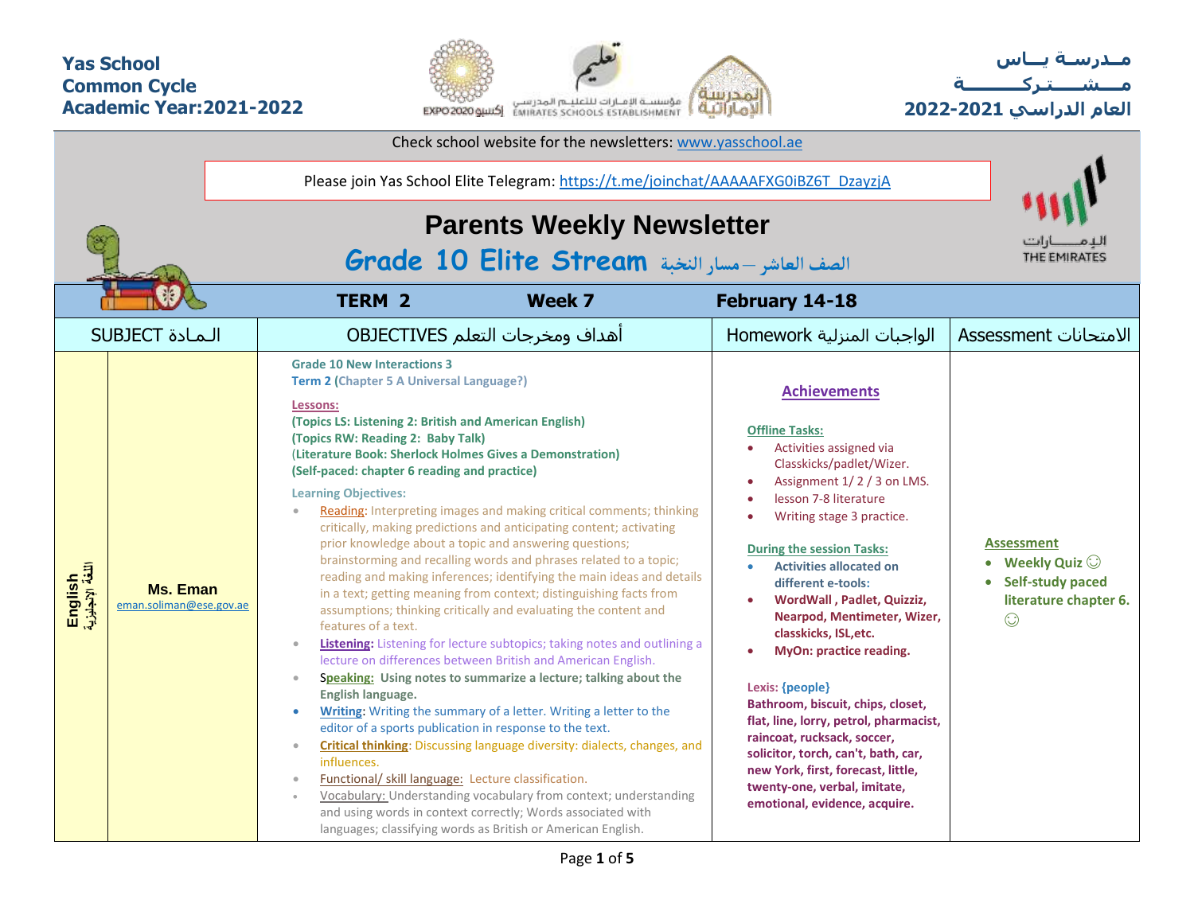Yas School
Common Cycle
Academic Year:2021-2022

مـدرسـة يــاس
مــشـــتـركــــــة
العام الدراسي 2021-2022

Check school website for the newsletters: www.yasschool.ae

Please join Yas School Elite Telegram: https://t.me/joinchat/AAAAAFXG0iBZ6T_DzayzjA

# Parents Weekly Newsletter

## Grade 10 Elite Stream الصف العاشر – مسار النخبة

| TERM 2 | Week 7 | February 14-18 | |
|---|---|---|---|
| **SUBJECT المـادة** | **OBJECTIVES أهداف ومخرجات التعلم** | **Homework الواجبات المنزلية** | **Assessment الامتحانات** |
| **English اللغة الإنجليزية** <br> **Ms. Eman** <br> eman.soliman@ese.gov.ae | **Grade 10 New Interactions 3** <br> **Term 2 (Chapter 5 A Universal Language?)** <br><br> **Lessons:** <br> **(Topics LS: Listening 2: British and American English)** <br> **(Topics RW: Reading 2: Baby Talk)** <br> **(Literature Book: Sherlock Holmes Gives a Demonstration)** <br> **(Self-paced: chapter 6 reading and practice)** <br><br> **Learning Objectives:** <br> • Reading: Interpreting images and making critical comments; thinking critically, making predictions and anticipating content; activating prior knowledge about a topic and answering questions; brainstorming and recalling words and phrases related to a topic; reading and making inferences; identifying the main ideas and details in a text; getting meaning from context; distinguishing facts from assumptions; thinking critically and evaluating the content and features of a text. <br> • **Listening:** Listening for lecture subtopics; taking notes and outlining a lecture on differences between British and American English. <br> • Speaking: **Using notes to summarize a lecture; talking about the English language.** <br> • **Writing**: Writing the summary of a letter. Writing a letter to the editor of a sports publication in response to the text. <br> • **Critical thinking**: Discussing language diversity: dialects, changes, and influences. <br> • Functional/ skill language: Lecture classification. <br> • Vocabulary: Understanding vocabulary from context; understanding and using words in context correctly; Words associated with languages; classifying words as British or American English. | **Achievements** <br><br> **Offline Tasks:** <br> • Activities assigned via Classkicks/padlet/Wizer. <br> • Assignment 1/ 2 / 3 on LMS. <br> • lesson 7-8 literature <br> • Writing stage 3 practice. <br><br> **During the session Tasks:** <br> • **Activities allocated on different e-tools:** <br> • **WordWall , Padlet, Quizziz, Nearpod, Mentimeter, Wizer, classkicks, ISL,etc.** <br> • **MyOn: practice reading.** <br><br> Lexis: {people} <br> **Bathroom, biscuit, chips, closet, flat, line, lorry, petrol, pharmacist, raincoat, rucksack, soccer, solicitor, torch, can't, bath, car, new York, first, forecast, little, twenty-one, verbal, imitate, emotional, evidence, acquire.** | **Assessment** <br> • **Weekly Quiz ☺** <br> • **Self-study paced literature chapter 6. ☺** |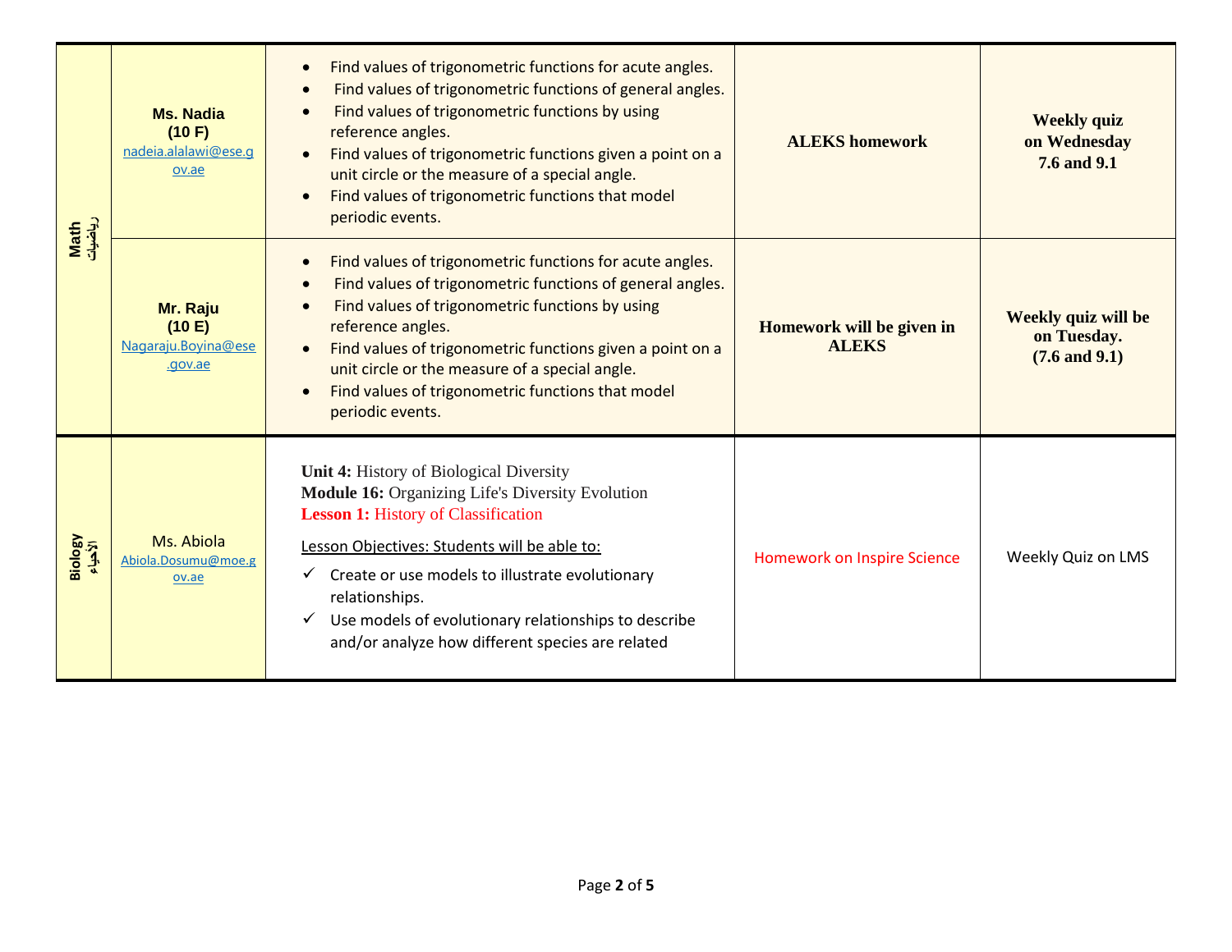| | | | | |
|---|---|---|---|---|
| **Math** رياضيات | **Ms. Nadia** **(10 F)** nadeia.alalawi@ese.gov.ae | • Find values of trigonometric functions for acute angles.<br>• Find values of trigonometric functions of general angles.<br>• Find values of trigonometric functions by using reference angles.<br>• Find values of trigonometric functions given a point on a unit circle or the measure of a special angle.<br>• Find values of trigonometric functions that model periodic events. | **ALEKS homework** | **Weekly quiz on Wednesday 7.6 and 9.1** |
| | **Mr. Raju** **(10 E)** Nagaraju.Boyina@ese.gov.ae | • Find values of trigonometric functions for acute angles.<br>• Find values of trigonometric functions of general angles.<br>• Find values of trigonometric functions by using reference angles.<br>• Find values of trigonometric functions given a point on a unit circle or the measure of a special angle.<br>• Find values of trigonometric functions that model periodic events. | **Homework will be given in ALEKS** | **Weekly quiz will be on Tuesday. (7.6 and 9.1)** |
| **Biology** الأحياء | Ms. Abiola Abiola.Dosumu@moe.gov.ae | **Unit 4:** History of Biological Diversity<br>**Module 16:** Organizing Life's Diversity Evolution<br>**Lesson 1:** History of Classification<br><br>Lesson Objectives: Students will be able to:<br>✓ Create or use models to illustrate evolutionary relationships.<br>✓ Use models of evolutionary relationships to describe and/or analyze how different species are related | Homework on Inspire Science | Weekly Quiz on LMS |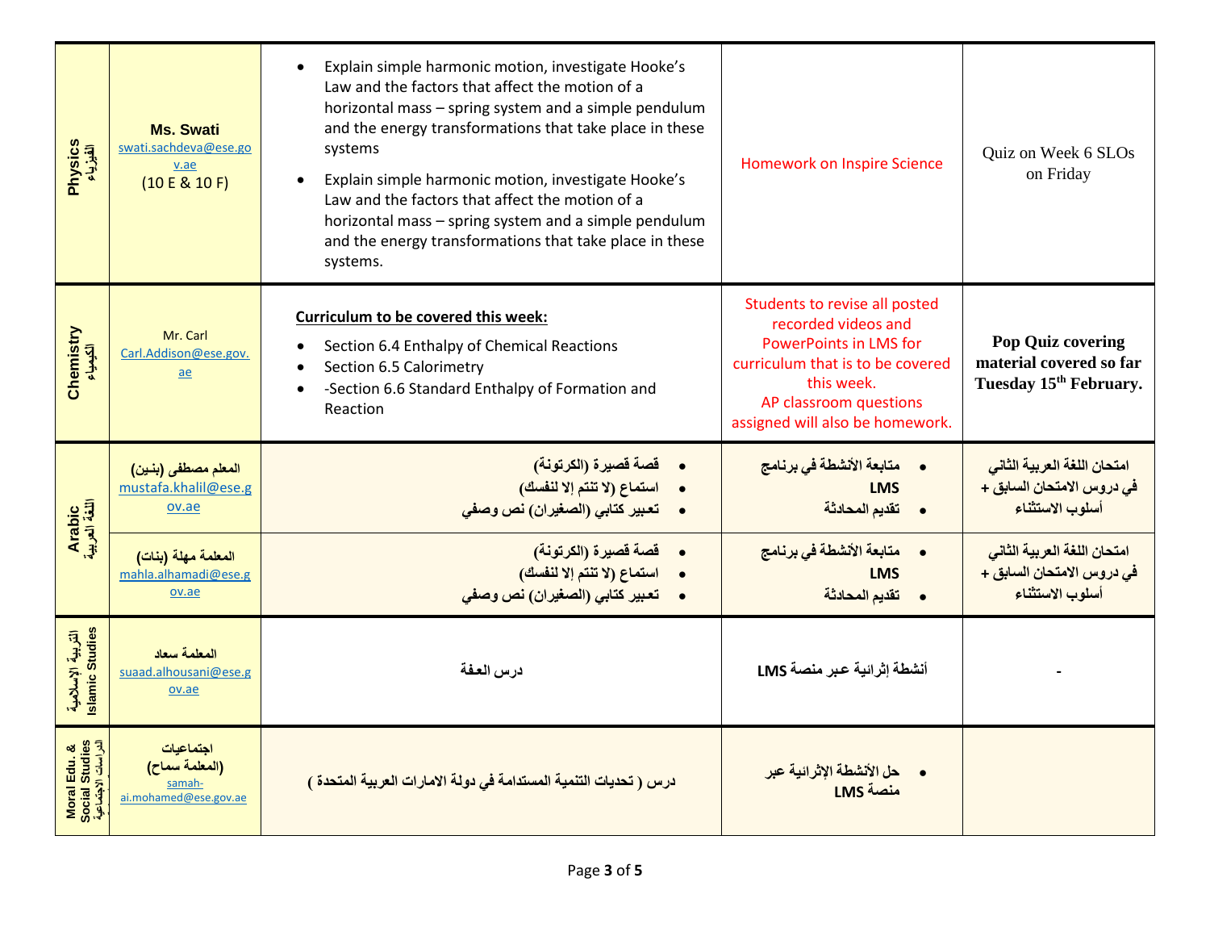| Physics الفيزياء | **Ms. Swati** swati.sachdeva@ese.gov.ae (10 E & 10 F) | • Explain simple harmonic motion, investigate Hooke's Law and the factors that affect the motion of a horizontal mass – spring system and a simple pendulum and the energy transformations that take place in these systems<br>• Explain simple harmonic motion, investigate Hooke's Law and the factors that affect the motion of a horizontal mass – spring system and a simple pendulum and the energy transformations that take place in these systems. | Homework on Inspire Science | Quiz on Week 6 SLOs on Friday |
|---|---|---|---|---|
| Chemistry الكيمياء | Mr. Carl Carl.Addison@ese.gov.ae | **Curriculum to be covered this week:**<br>• Section 6.4 Enthalpy of Chemical Reactions<br>• Section 6.5 Calorimetry<br>• -Section 6.6 Standard Enthalpy of Formation and Reaction | Students to revise all posted recorded videos and PowerPoints in LMS for curriculum that is to be covered this week. AP classroom questions assigned will also be homework. | **Pop Quiz covering material covered so far Tuesday 15th February.** |
| Arabic اللغة العربية | **المعلم مصطفى (بنين)** mustafa.khalil@ese.gov.ae | • **قصة قصيرة (الكرتونة)**<br>• **استماع (لا تنتم إلا لنفسك)**<br>• **تعبير كتابي (الصغيران) نص وصفي** | • **متابعة الأنشطة في برنامج LMS**<br>• **تقديم المحادثة** | **امتحان اللغة العربية الثاني في دروس الامتحان السابق + أسلوب الاستثناء** |
| | **المعلمة مهلة (بنات)** mahla.alhamadi@ese.gov.ae | • **قصة قصيرة (الكرتونة)**<br>• **استماع (لا تنتم إلا لنفسك)**<br>• **تعبير كتابي (الصغيران) نص وصفي** | • **متابعة الأنشطة في برنامج LMS**<br>• **تقديم المحادثة** | **امتحان اللغة العربية الثاني في دروس الامتحان السابق + أسلوب الاستثناء** |
| التربية الإسلامية Islamic Studies | **المعلمة سعاد** suaad.alhousani@ese.gov.ae | **درس العفة** | **أنشطة إثرائية عبر منصة LMS** | - |
| Moral Edu. & Social Studies الدراسات الاجتماعية | **اجتماعيات (المعلمة سماح)** samah-ai.mohamed@ese.gov.ae | **درس ( تحديات التنمية المستدامة في دولة الامارات العربية المتحدة )** | • **حل الأنشطة الإثرائية عبر منصة LMS** | |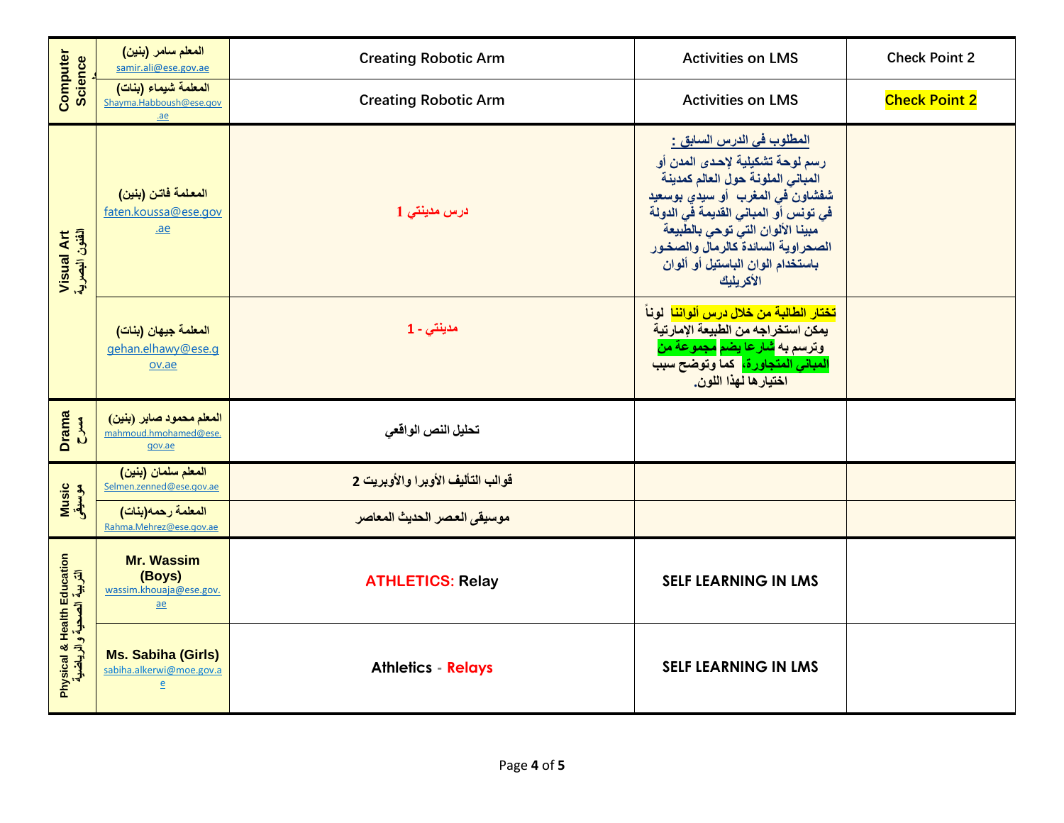| | | | | |
|---|---|---|---|---|
| Computer Science | المعلم سامر (بنين) samir.ali@ese.gov.ae | Creating Robotic Arm | Activities on LMS | Check Point 2 |
| | المعلمة شيماء (بنات) Shayma.Habboush@ese.gov.ae | Creating Robotic Arm | Activities on LMS | **Check Point 2** |
| Visual Art الفنون البصرية | المعلمة فاتن (بنين) faten.koussa@ese.gov.ae | درس مدينتي 1 | **المطلوب في الدرس السابق :** رسم لوحة تشكيلية لإحدى المدن أو المباني الملونة حول العالم كمدينة شفشاون في المغرب أو سيدي بوسعيد في تونس أو المباني القديمة في الدولة مبينا الألوان التي توحي بالطبيعة الصحراوية السائدة كالرمال والصخور باستخدام الوان الباستيل أو ألوان الأكريليك | |
| | المعلمة جيهان (بنات) gehan.elhawy@ese.gov.ae | مدينتي - 1 | **تختار الطالبة من خلال درس ألواننا لوناً يمكن استخراجه من الطبيعة الإماراتية وترسم به شارعا يضم مجموعة من المباني المتجاورة، كما وتوضح سبب اختيارها لهذا اللون.** | |
| Drama مسرح | المعلم محمود صابر (بنين) mahmoud.hmohamed@ese.gov.ae | تحليل النص الواقعي | | |
| Music موسيقى | المعلم سلمان (بنين) Selmen.zenned@ese.gov.ae | قوالب التأليف الأوبرا والأوبريت 2 | | |
| | المعلمة رحمه(بنات) Rahma.Mehrez@ese.gov.ae | موسيقى العصر الحديث المعاصر | | |
| Physical & Health Education التربية الصحية والرياضية | **Mr. Wassim (Boys)** wassim.khouaja@ese.gov.ae | **ATHLETICS: Relay** | **SELF LEARNING IN LMS** | |
| | **Ms. Sabiha (Girls)** sabiha.alkerwi@moe.gov.ae | **Athletics - Relays** | **SELF LEARNING IN LMS** | |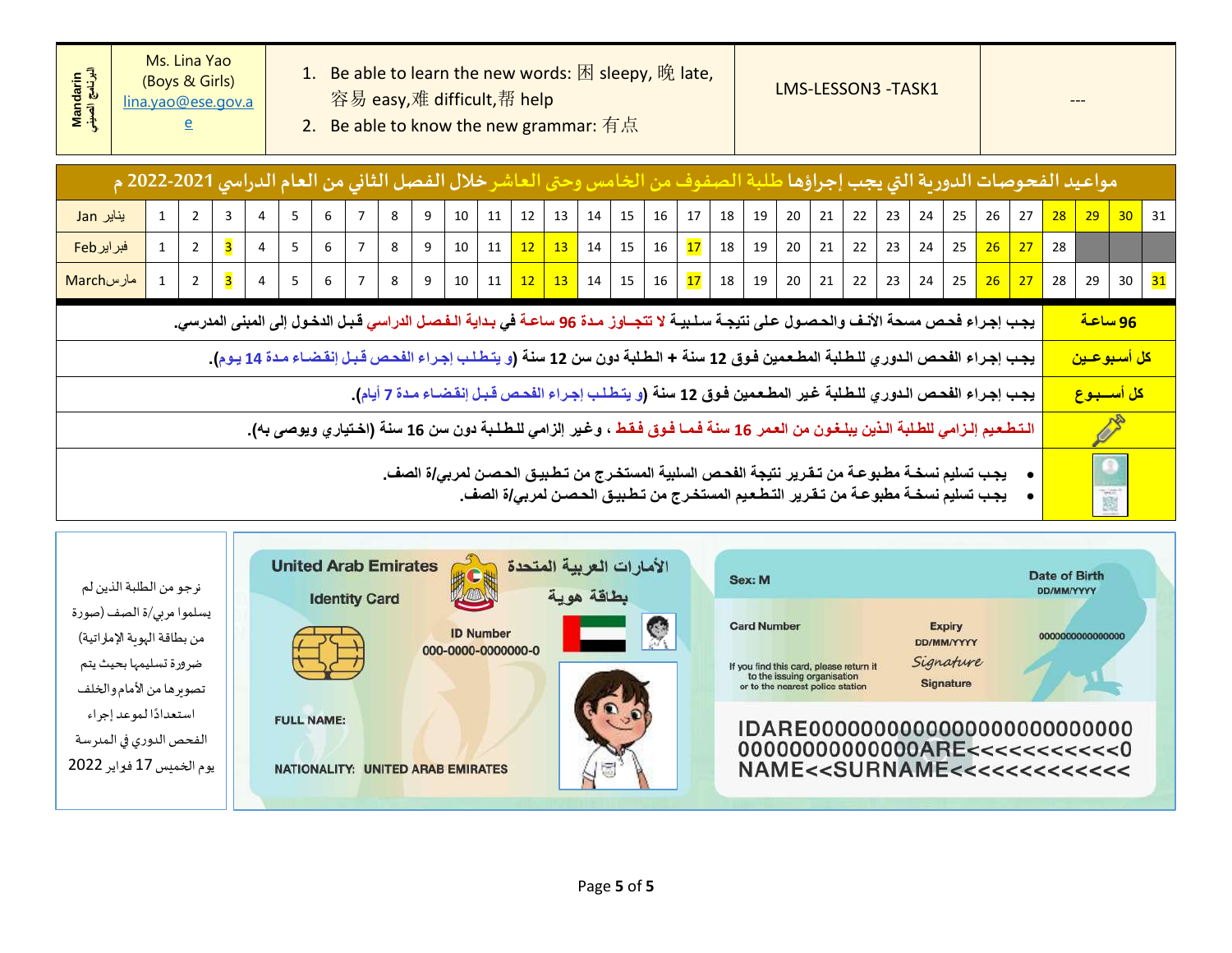| Mandarin البرنامج الصيني | Ms. Lina Yao (Boys & Girls) lina.yao@ese.gov.ae | 1. Be able to learn the new words: 困 sleepy, 晚 late, 容易 easy,难 difficult,帮 help<br>2. Be able to know the new grammar: 有点 | LMS-LESSON3 -TASK1 | --- |
|---|---|---|---|---|

## مواعيد الفحوصات الدورية التي يجب إجراؤها طلبة الصفوف من الخامس وحتى العاشر خلال الفصل الثاني من العام الدراسي 2021-2022 م

| | | | | | | | | | | | | | | | | | | | | | | | | | | | | | | | |
|---|---|---|---|---|---|---|---|---|---|---|---|---|---|---|---|---|---|---|---|---|---|---|---|---|---|---|---|---|---|---|---|
| يناير Jan | 1 | 2 | 3 | 4 | 5 | 6 | 7 | 8 | 9 | 10 | 11 | 12 | 13 | 14 | 15 | 16 | 17 | 18 | 19 | 20 | 21 | 22 | 23 | 24 | 25 | 26 | 27 | 28 | 29 | 30 | 31 |
| فبراير Feb | 1 | 2 | 3 | 4 | 5 | 6 | 7 | 8 | 9 | 10 | 11 | 12 | 13 | 14 | 15 | 16 | 17 | 18 | 19 | 20 | 21 | 22 | 23 | 24 | 25 | 26 | 27 | 28 | | | |
| مارس March | 1 | 2 | 3 | 4 | 5 | 6 | 7 | 8 | 9 | 10 | 11 | 12 | 13 | 14 | 15 | 16 | 17 | 18 | 19 | 20 | 21 | 22 | 23 | 24 | 25 | 26 | 27 | 28 | 29 | 30 | 31 |

| | |
|---|---|
| **96 ساعة** | يجب إجراء فحص مسحة الأنف والحصول على نتيجة سلبية لا تتجاوز مدة 96 ساعة في بداية الفصل الدراسي قبل الدخول إلى المبنى المدرسي. |
| **كل أسبوعين** | يجب إجراء الفحص الدوري للطلبة المطعمين فوق 12 سنة + الطلبة دون سن 12 سنة (و يتطلب إجراء الفحص قبل إنقضاء مدة 14 يوم). |
| **كل أسبوع** | يجب إجراء الفحص الدوري للطلبة غير المطعمين فوق 12 سنة (و يتطلب إجراء الفحص قبل إنقضاء مدة 7 أيام). |
| | التطعيم إلزامي للطلبة الذين يبلغون من العمر 16 سنة فما فوق فقط ، وغير إلزامي للطلبة دون سن 16 سنة (اختياري ويوصى به). |
| | • يجب تسليم نسخة مطبوعة من تقرير نتيجة الفحص السلبية المستخرج من تطبيق الحصن لمربي/ة الصف.<br>• يجب تسليم نسخة مطبوعة من تقرير التطعيم المستخرج من تطبيق الحصن لمربي/ة الصف. |

نرجو من الطلبة الذين لم يسلموا مربي/ة الصف (صورة من بطاقة الهوية الإماراتية) ضرورة تسليمها بحيث يتم تصويرها من الأمام والخلف استعدادًا لموعد إجراء الفحص الدوري في المدرسة يوم الخميس 17 فبراير 2022

United Arab Emirates الأمارات العربية المتحدة
Identity Card بطاقة هوية
ID Number
000-0000-0000000-0
FULL NAME:
NATIONALITY: UNITED ARAB EMIRATES

Sex: M
Date of Birth DD/MM/YYYY
Card Number 000000000000000
Expiry DD/MM/YYYY
If you find this card, please return it to the issuing organisation or to the nearest police station
Signature
IDARE0000000000000000000000000
00000000000000ARE<<<<<<<<<<<0
NAME<<SURNAME<<<<<<<<<<<<<